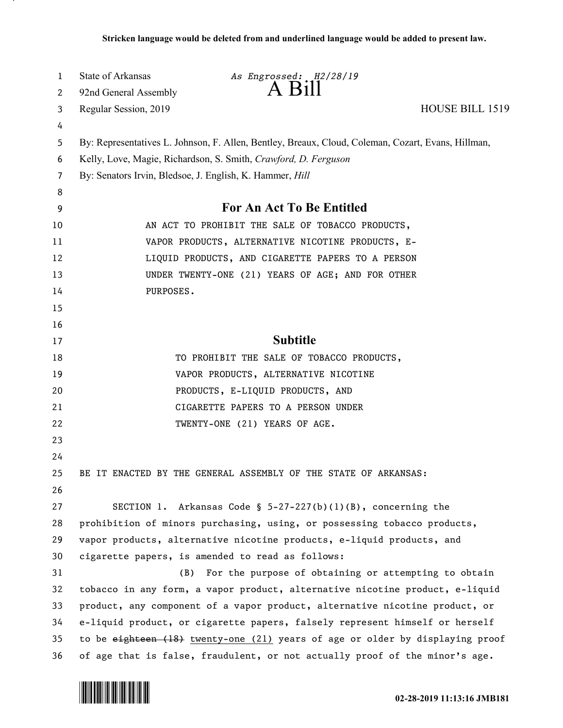Stricken language would be deleted from and underlined language would be added to present law.

State of Arkansas *As Engrossed: H2/28/19*

92nd General Assembly

# A Bill

Regular Session, 2019 HOUSE BILL 1519

By: Representatives L. Johnson, F. Allen, Bentley, Breaux, Cloud, Coleman, Cozart, Evans, Hillman, Kelly, Love, Magie, Richardson, S. Smith, *Crawford, D. Ferguson*

By: Senators Irvin, Bledsoe, J. English, K. Hammer, *Hill*

## For An Act To Be Entitled

AN ACT TO PROHIBIT THE SALE OF TOBACCO PRODUCTS, VAPOR PRODUCTS, ALTERNATIVE NICOTINE PRODUCTS, E-LIQUID PRODUCTS, AND CIGARETTE PAPERS TO A PERSON UNDER TWENTY-ONE (21) YEARS OF AGE; AND FOR OTHER PURPOSES.

## Subtitle

TO PROHIBIT THE SALE OF TOBACCO PRODUCTS, VAPOR PRODUCTS, ALTERNATIVE NICOTINE PRODUCTS, E-LIQUID PRODUCTS, AND CIGARETTE PAPERS TO A PERSON UNDER TWENTY-ONE (21) YEARS OF AGE.

BE IT ENACTED BY THE GENERAL ASSEMBLY OF THE STATE OF ARKANSAS:

SECTION 1. Arkansas Code § 5-27-227(b)(1)(B), concerning the prohibition of minors purchasing, using, or possessing tobacco products, vapor products, alternative nicotine products, e-liquid products, and cigarette papers, is amended to read as follows:

(B) For the purpose of obtaining or attempting to obtain tobacco in any form, a vapor product, alternative nicotine product, e-liquid product, any component of a vapor product, alternative nicotine product, or e-liquid product, or cigarette papers, falsely represent himself or herself to be ~~eighteen (18)~~ <u>twenty-one (21)</u> years of age or older by displaying proof of age that is false, fraudulent, or not actually proof of the minor's age.

02-28-2019 11:13:16 JMB181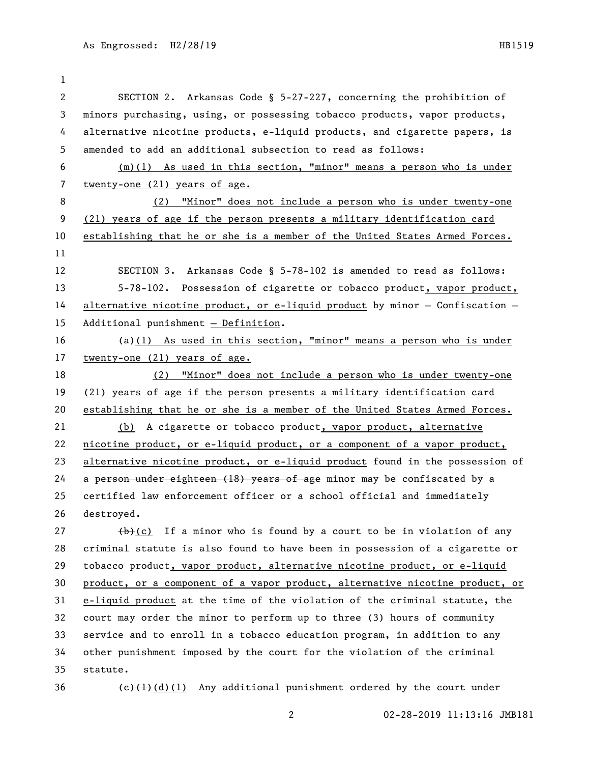SECTION 2. Arkansas Code § 5-27-227, concerning the prohibition of minors purchasing, using, or possessing tobacco products, vapor products, alternative nicotine products, e-liquid products, and cigarette papers, is amended to add an additional subsection to read as follows:

(m)(1) As used in this section, "minor" means a person who is under twenty-one (21) years of age.

(2) "Minor" does not include a person who is under twenty-one (21) years of age if the person presents a military identification card establishing that he or she is a member of the United States Armed Forces.

SECTION 3. Arkansas Code § 5-78-102 is amended to read as follows:

5-78-102. Possession of cigarette or tobacco product, vapor product, alternative nicotine product, or e-liquid product by minor — Confiscation — Additional punishment — Definition.

(a)(1) As used in this section, "minor" means a person who is under twenty-one (21) years of age.

(2) "Minor" does not include a person who is under twenty-one (21) years of age if the person presents a military identification card establishing that he or she is a member of the United States Armed Forces.

(b) A cigarette or tobacco product, vapor product, alternative nicotine product, or e-liquid product, or a component of a vapor product, alternative nicotine product, or e-liquid product found in the possession of a ~~person under eighteen (18) years of age~~ minor may be confiscated by a certified law enforcement officer or a school official and immediately destroyed.

~~(b)~~(c) If a minor who is found by a court to be in violation of any criminal statute is also found to have been in possession of a cigarette or tobacco product, vapor product, alternative nicotine product, or e-liquid product, or a component of a vapor product, alternative nicotine product, or e-liquid product at the time of the violation of the criminal statute, the court may order the minor to perform up to three (3) hours of community service and to enroll in a tobacco education program, in addition to any other punishment imposed by the court for the violation of the criminal statute.

~~(c)(1)~~(d)(1) Any additional punishment ordered by the court under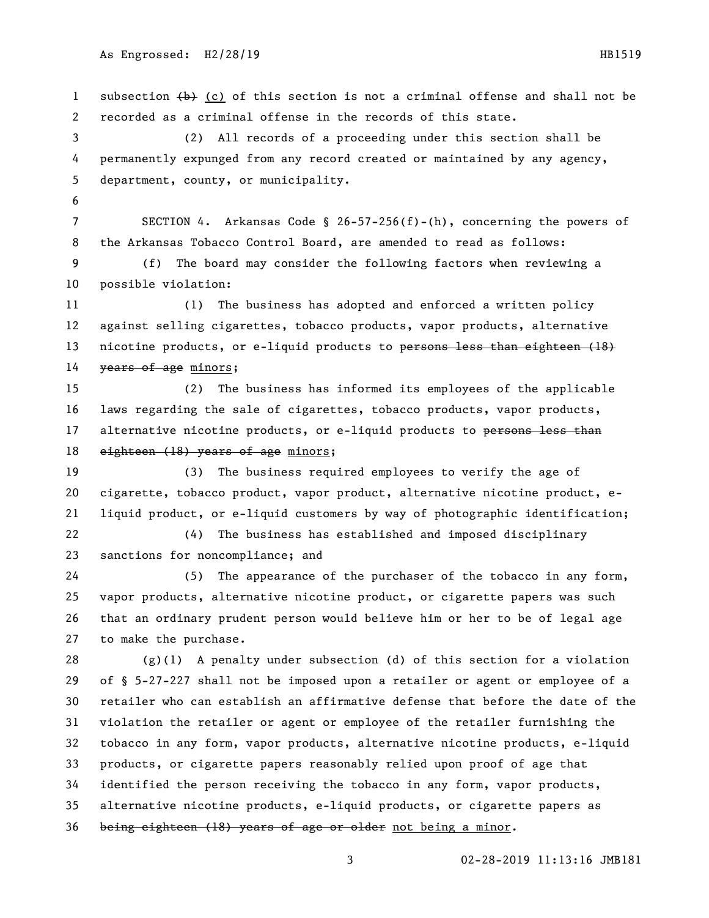subsection ~~(b)~~ <u>(c)</u> of this section is not a criminal offense and shall not be recorded as a criminal offense in the records of this state.

(2) All records of a proceeding under this section shall be permanently expunged from any record created or maintained by any agency, department, county, or municipality.

SECTION 4. Arkansas Code § 26-57-256(f)-(h), concerning the powers of the Arkansas Tobacco Control Board, are amended to read as follows:

(f) The board may consider the following factors when reviewing a possible violation:

(1) The business has adopted and enforced a written policy against selling cigarettes, tobacco products, vapor products, alternative nicotine products, or e-liquid products to ~~persons less than eighteen (18) years of age~~ <u>minors</u>;

(2) The business has informed its employees of the applicable laws regarding the sale of cigarettes, tobacco products, vapor products, alternative nicotine products, or e-liquid products to ~~persons less than eighteen (18) years of age~~ <u>minors</u>;

(3) The business required employees to verify the age of cigarette, tobacco product, vapor product, alternative nicotine product, e-liquid product, or e-liquid customers by way of photographic identification;

(4) The business has established and imposed disciplinary sanctions for noncompliance; and

(5) The appearance of the purchaser of the tobacco in any form, vapor products, alternative nicotine product, or cigarette papers was such that an ordinary prudent person would believe him or her to be of legal age to make the purchase.

(g)(1) A penalty under subsection (d) of this section for a violation of § 5-27-227 shall not be imposed upon a retailer or agent or employee of a retailer who can establish an affirmative defense that before the date of the violation the retailer or agent or employee of the retailer furnishing the tobacco in any form, vapor products, alternative nicotine products, e-liquid products, or cigarette papers reasonably relied upon proof of age that identified the person receiving the tobacco in any form, vapor products, alternative nicotine products, e-liquid products, or cigarette papers as ~~being eighteen (18) years of age or older~~ <u>not being a minor</u>.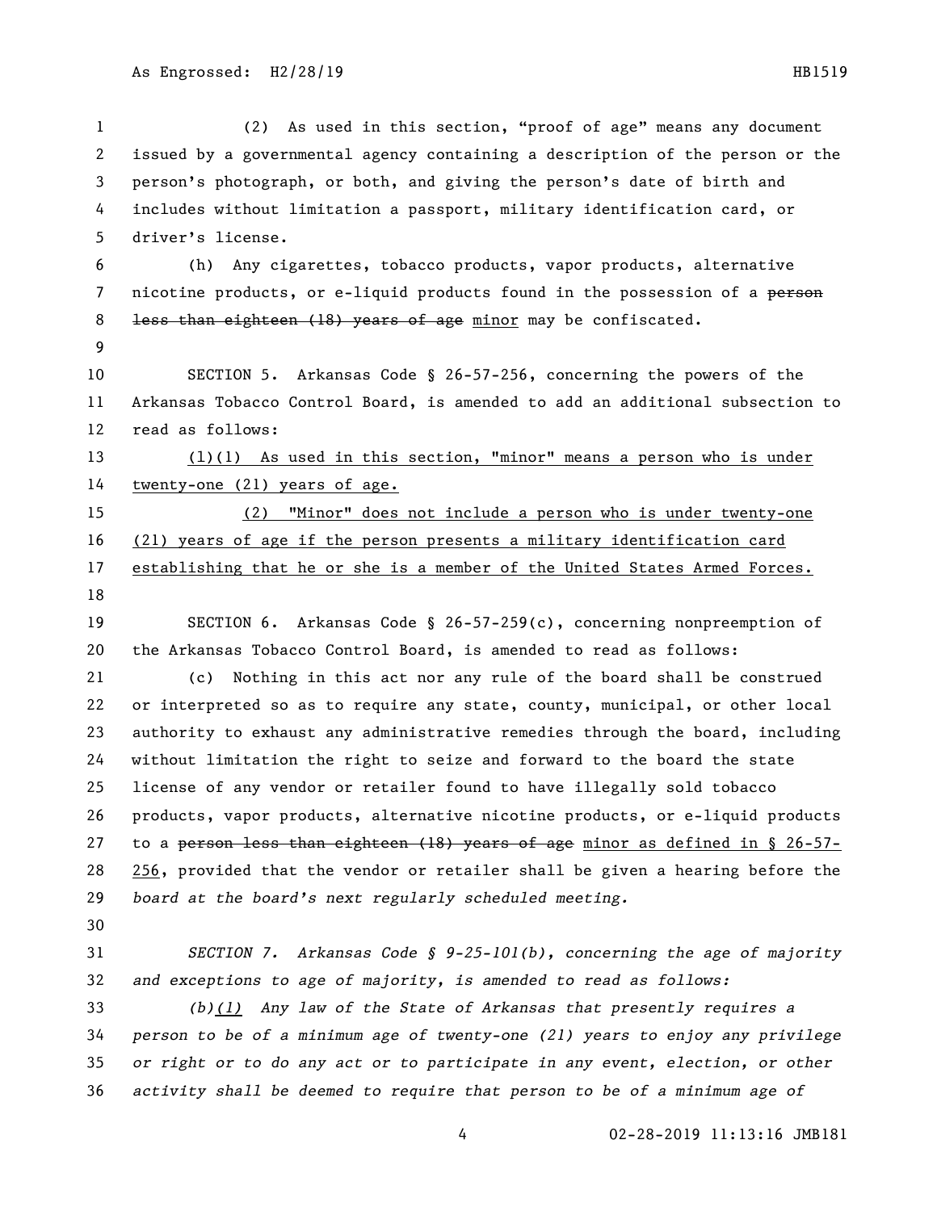(2) As used in this section, "proof of age" means any document issued by a governmental agency containing a description of the person or the person's photograph, or both, and giving the person's date of birth and includes without limitation a passport, military identification card, or driver's license.

(h) Any cigarettes, tobacco products, vapor products, alternative nicotine products, or e-liquid products found in the possession of a ~~person less than eighteen (18) years of age~~ minor may be confiscated.

SECTION 5. Arkansas Code § 26-57-256, concerning the powers of the Arkansas Tobacco Control Board, is amended to add an additional subsection to read as follows:

(l)(1) As used in this section, "minor" means a person who is under twenty-one (21) years of age.

(2) "Minor" does not include a person who is under twenty-one (21) years of age if the person presents a military identification card establishing that he or she is a member of the United States Armed Forces.

SECTION 6. Arkansas Code § 26-57-259(c), concerning nonpreemption of the Arkansas Tobacco Control Board, is amended to read as follows:

(c) Nothing in this act nor any rule of the board shall be construed or interpreted so as to require any state, county, municipal, or other local authority to exhaust any administrative remedies through the board, including without limitation the right to seize and forward to the board the state license of any vendor or retailer found to have illegally sold tobacco products, vapor products, alternative nicotine products, or e-liquid products to a ~~person less than eighteen (18) years of age~~ minor as defined in § 26-57-256, provided that the vendor or retailer shall be given a hearing before the *board at the board's next regularly scheduled meeting.*

*SECTION 7. Arkansas Code § 9-25-101(b), concerning the age of majority and exceptions to age of majority, is amended to read as follows:*

*(b)(1) Any law of the State of Arkansas that presently requires a person to be of a minimum age of twenty-one (21) years to enjoy any privilege or right or to do any act or to participate in any event, election, or other activity shall be deemed to require that person to be of a minimum age of*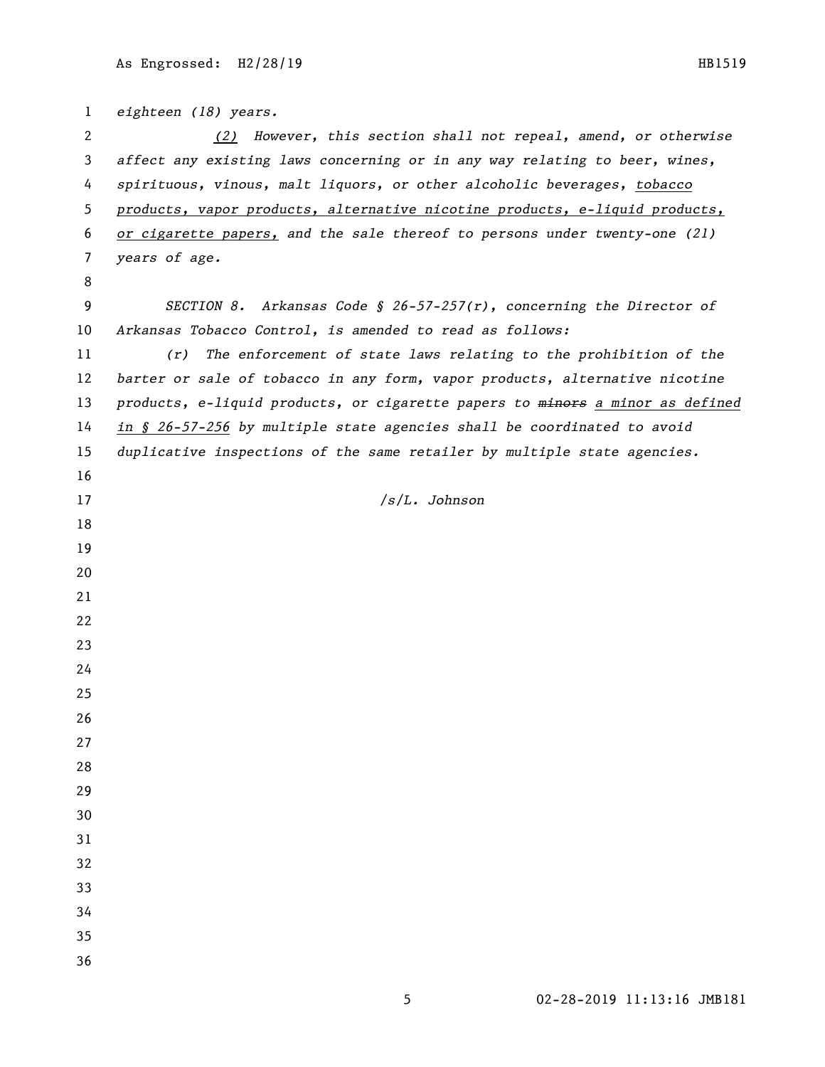*eighteen (18) years.*

*(2) However, this section shall not repeal, amend, or otherwise affect any existing laws concerning or in any way relating to beer, wines, spirituous, vinous, malt liquors, or other alcoholic beverages, tobacco products, vapor products, alternative nicotine products, e-liquid products, or cigarette papers, and the sale thereof to persons under twenty-one (21) years of age.*

*SECTION 8. Arkansas Code § 26-57-257(r), concerning the Director of Arkansas Tobacco Control, is amended to read as follows:*

*(r) The enforcement of state laws relating to the prohibition of the barter or sale of tobacco in any form, vapor products, alternative nicotine products, e-liquid products, or cigarette papers to ~~minors~~ a minor as defined in § 26-57-256 by multiple state agencies shall be coordinated to avoid duplicative inspections of the same retailer by multiple state agencies.*

/s/L. Johnson